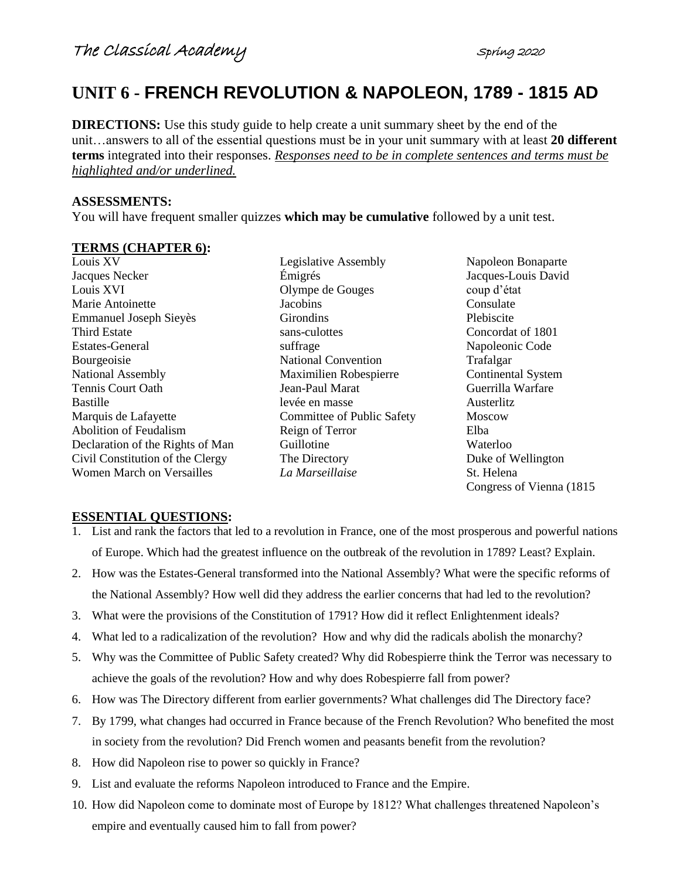The Classical Academy Spring 2020

# UNIT 6 - FRENCH REVOLUTION & NAPOLEON, 1789 - 1815 AD

**DIRECTIONS:** Use this study guide to help create a unit summary sheet by the end of the unit…answers to all of the essential questions must be in your unit summary with at least **20 different terms** integrated into their responses. <u>*Responses need to be in complete sentences and terms must be highlighted and/or underlined.*</u>

**ASSESSMENTS:**
You will have frequent smaller quizzes **which may be cumulative** followed by a unit test.

**<u>TERMS (CHAPTER 6)</u>:**

- Louis XV
- Jacques Necker
- Louis XVI
- Marie Antoinette
- Emmanuel Joseph Sieyès
- Third Estate
- Estates-General
- Bourgeoisie
- National Assembly
- Tennis Court Oath
- Bastille
- Marquis de Lafayette
- Abolition of Feudalism
- Declaration of the Rights of Man
- Civil Constitution of the Clergy
- Women March on Versailles
- Legislative Assembly
- Émigrés
- Olympe de Gouges
- Jacobins
- Girondins
- sans-culottes
- suffrage
- National Convention
- Maximilien Robespierre
- Jean-Paul Marat
- levée en masse
- Committee of Public Safety
- Reign of Terror
- Guillotine
- The Directory
- *La Marseillaise*
- Napoleon Bonaparte
- Jacques-Louis David
- coup d'état
- Consulate
- Plebiscite
- Concordat of 1801
- Napoleonic Code
- Trafalgar
- Continental System
- Guerrilla Warfare
- Austerlitz
- Moscow
- Elba
- Waterloo
- Duke of Wellington
- St. Helena
- Congress of Vienna (1815

**<u>ESSENTIAL QUESTIONS</u>:**

1. List and rank the factors that led to a revolution in France, one of the most prosperous and powerful nations of Europe. Which had the greatest influence on the outbreak of the revolution in 1789? Least? Explain.
2. How was the Estates-General transformed into the National Assembly? What were the specific reforms of the National Assembly? How well did they address the earlier concerns that had led to the revolution?
3. What were the provisions of the Constitution of 1791? How did it reflect Enlightenment ideals?
4. What led to a radicalization of the revolution? How and why did the radicals abolish the monarchy?
5. Why was the Committee of Public Safety created? Why did Robespierre think the Terror was necessary to achieve the goals of the revolution? How and why does Robespierre fall from power?
6. How was The Directory different from earlier governments? What challenges did The Directory face?
7. By 1799, what changes had occurred in France because of the French Revolution? Who benefited the most in society from the revolution? Did French women and peasants benefit from the revolution?
8. How did Napoleon rise to power so quickly in France?
9. List and evaluate the reforms Napoleon introduced to France and the Empire.
10. How did Napoleon come to dominate most of Europe by 1812? What challenges threatened Napoleon's empire and eventually caused him to fall from power?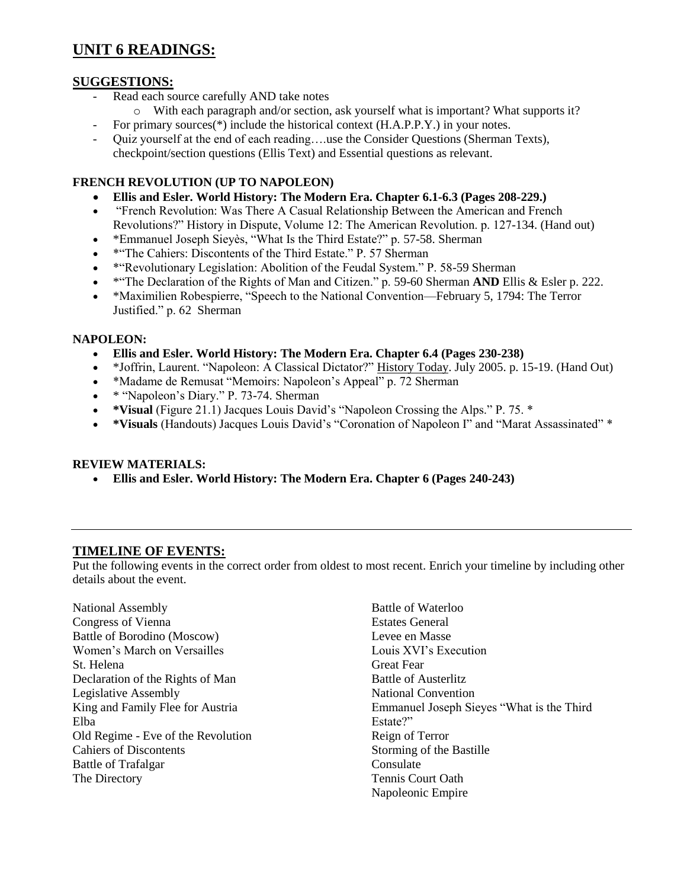## UNIT 6 READINGS:

### SUGGESTIONS:

- Read each source carefully AND take notes
  - o With each paragraph and/or section, ask yourself what is important? What supports it?
- For primary sources(*) include the historical context (H.A.P.P.Y.) in your notes.
- Quiz yourself at the end of each reading….use the Consider Questions (Sherman Texts), checkpoint/section questions (Ellis Text) and Essential questions as relevant.

**FRENCH REVOLUTION (UP TO NAPOLEON)**

- **Ellis and Esler. World History: The Modern Era. Chapter 6.1-6.3 (Pages 208-229.)**
- "French Revolution: Was There A Casual Relationship Between the American and French Revolutions?" History in Dispute, Volume 12: The American Revolution. p. 127-134. (Hand out)
- *Emmanuel Joseph Sieyès, "What Is the Third Estate?" p. 57-58. Sherman
- *"The Cahiers: Discontents of the Third Estate." P. 57 Sherman
- *"Revolutionary Legislation: Abolition of the Feudal System." P. 58-59 Sherman
- *"The Declaration of the Rights of Man and Citizen." p. 59-60 Sherman **AND** Ellis & Esler p. 222.
- *Maximilien Robespierre, "Speech to the National Convention—February 5, 1794: The Terror Justified." p. 62 Sherman

**NAPOLEON:**

- **Ellis and Esler. World History: The Modern Era. Chapter 6.4 (Pages 230-238)**
- *Joffrin, Laurent. "Napoleon: A Classical Dictator?" History Today. July 2005. p. 15-19. (Hand Out)
- *Madame de Remusat "Memoirs: Napoleon's Appeal" p. 72 Sherman
- * "Napoleon's Diary." P. 73-74. Sherman
- ***Visual** (Figure 21.1) Jacques Louis David's "Napoleon Crossing the Alps." P. 75. *
- ***Visuals** (Handouts) Jacques Louis David's "Coronation of Napoleon I" and "Marat Assassinated" *

**REVIEW MATERIALS:**

- **Ellis and Esler. World History: The Modern Era. Chapter 6 (Pages 240-243)**

---

### TIMELINE OF EVENTS:

Put the following events in the correct order from oldest to most recent. Enrich your timeline by including other details about the event.

National Assembly
Congress of Vienna
Battle of Borodino (Moscow)
Women's March on Versailles
St. Helena
Declaration of the Rights of Man
Legislative Assembly
King and Family Flee for Austria
Elba
Old Regime - Eve of the Revolution
Cahiers of Discontents
Battle of Trafalgar
The Directory

Battle of Waterloo
Estates General
Levee en Masse
Louis XVI's Execution
Great Fear
Battle of Austerlitz
National Convention
Emmanuel Joseph Sieyes "What is the Third Estate?"
Reign of Terror
Storming of the Bastille
Consulate
Tennis Court Oath
Napoleonic Empire